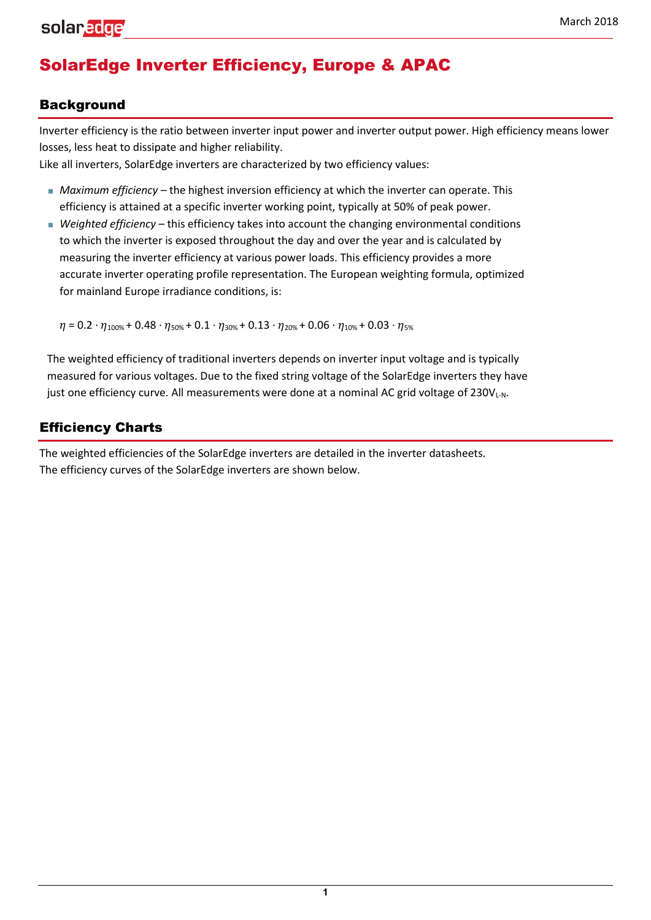# SolarEdge Inverter Efficiency, Europe & APAC

## Background

Inverter efficiency is the ratio between inverter input power and inverter output power. High efficiency means lower losses, less heat to dissipate and higher reliability.

Like all inverters, SolarEdge inverters are characterized by two efficiency values:

- *Maximum efficiency* – the highest inversion efficiency at which the inverter can operate. This efficiency is attained at a specific inverter working point, typically at 50% of peak power.
- *Weighted efficiency* – this efficiency takes into account the changing environmental conditions to which the inverter is exposed throughout the day and over the year and is calculated by measuring the inverter efficiency at various power loads. This efficiency provides a more accurate inverter operating profile representation. The European weighting formula, optimized for mainland Europe irradiance conditions, is:

$$\eta = 0.2 \cdot \eta_{100\%} + 0.48 \cdot \eta_{50\%} + 0.1 \cdot \eta_{30\%} + 0.13 \cdot \eta_{20\%} + 0.06 \cdot \eta_{10\%} + 0.03 \cdot \eta_{5\%}$$

The weighted efficiency of traditional inverters depends on inverter input voltage and is typically measured for various voltages. Due to the fixed string voltage of the SolarEdge inverters they have just one efficiency curve. All measurements were done at a nominal AC grid voltage of $230V_{L-N}$.

## Efficiency Charts

The weighted efficiencies of the SolarEdge inverters are detailed in the inverter datasheets.

The efficiency curves of the SolarEdge inverters are shown below.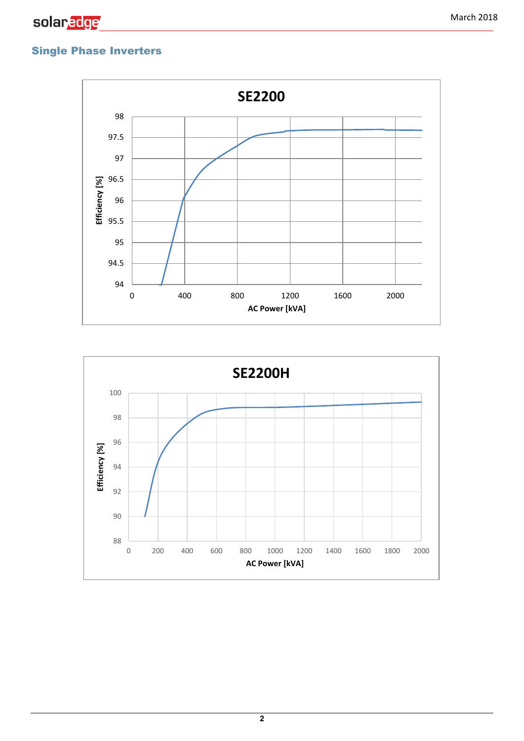## Single Phase Inverters

**SE2200**

Efficiency [%] vs. AC Power [kVA]

Y-axis: 94, 94.5, 95, 95.5, 96, 96.5, 97, 97.5, 98

X-axis: 0, 400, 800, 1200, 1600, 2000

**SE2200H**

Efficiency [%] vs. AC Power [kVA]

Y-axis: 88, 90, 92, 94, 96, 98, 100

X-axis: 0, 200, 400, 600, 800, 1000, 1200, 1400, 1600, 1800, 2000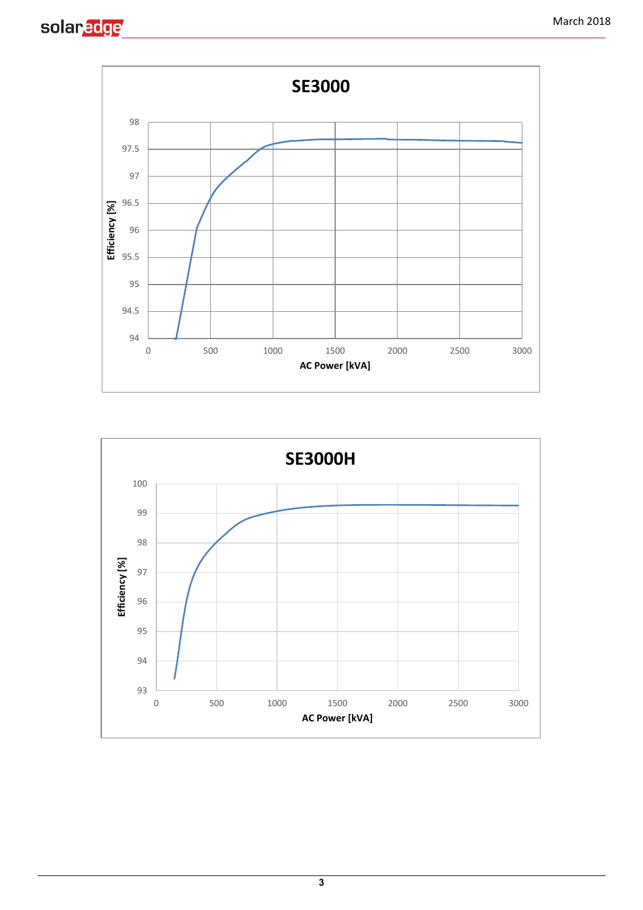## SE3000

Efficiency [%] vs. AC Power [kVA]

## SE3000H

Efficiency [%] vs. AC Power [kVA]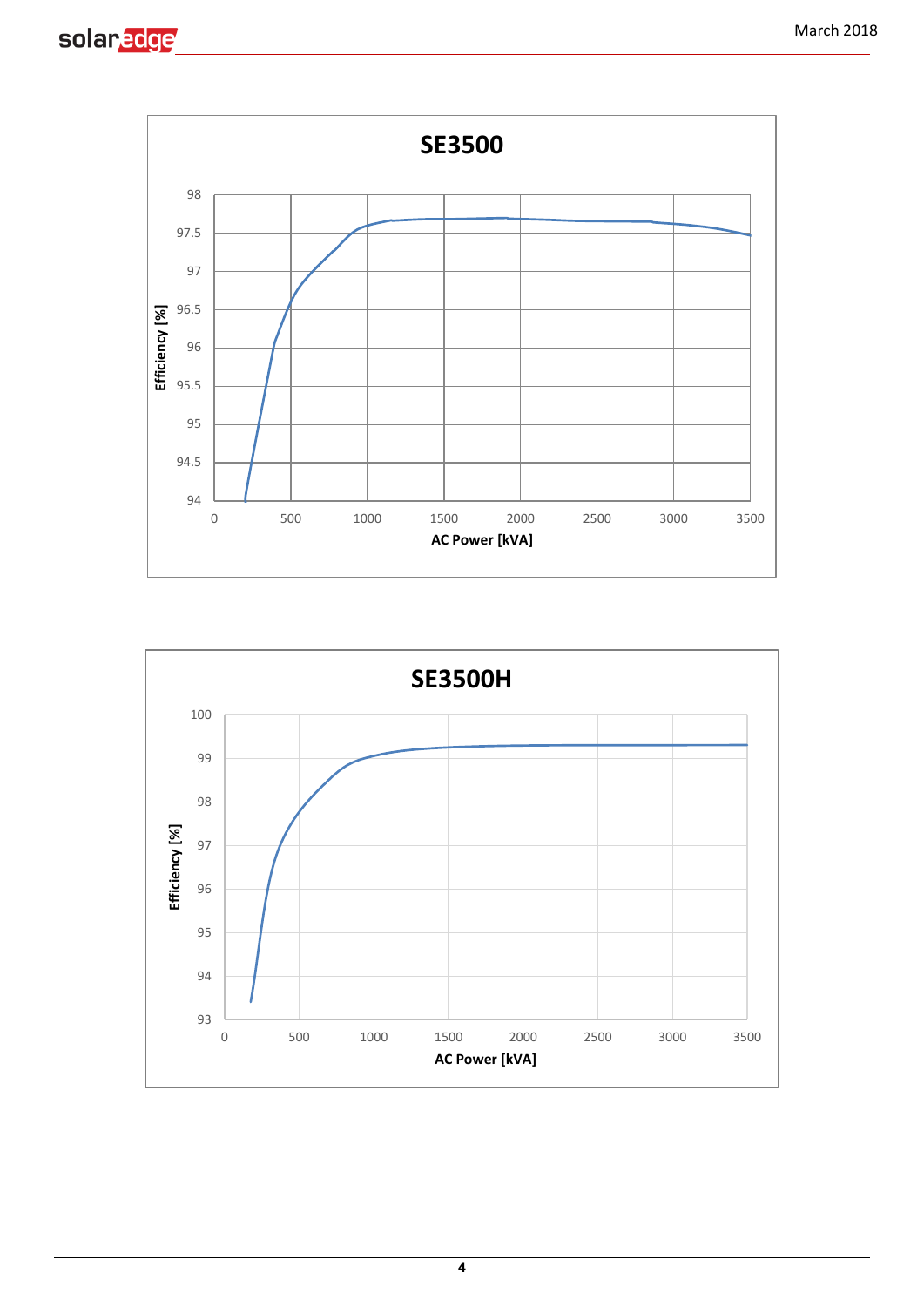## SE3500

Efficiency [%]

98, 97.5, 97, 96.5, 96, 95.5, 95, 94.5, 94

0, 500, 1000, 1500, 2000, 2500, 3000, 3500

AC Power [kVA]

## SE3500H

Efficiency [%]

100, 99, 98, 97, 96, 95, 94, 93

0, 500, 1000, 1500, 2000, 2500, 3000, 3500

AC Power [kVA]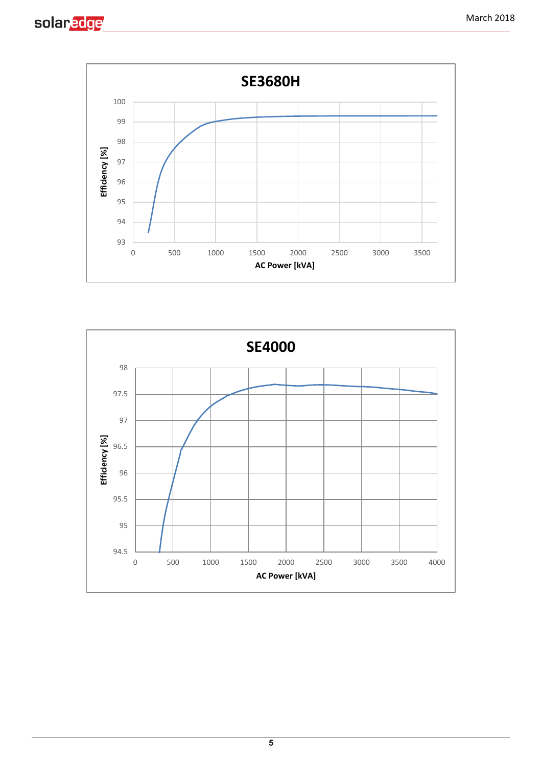**SE3680H**

Efficiency [%]

100
99
98
97
96
95
94
93

0 500 1000 1500 2000 2500 3000 3500

AC Power [kVA]

**SE4000**

Efficiency [%]

98
97.5
97
96.5
96
95.5
95
94.5

0 500 1000 1500 2000 2500 3000 3500 4000

AC Power [kVA]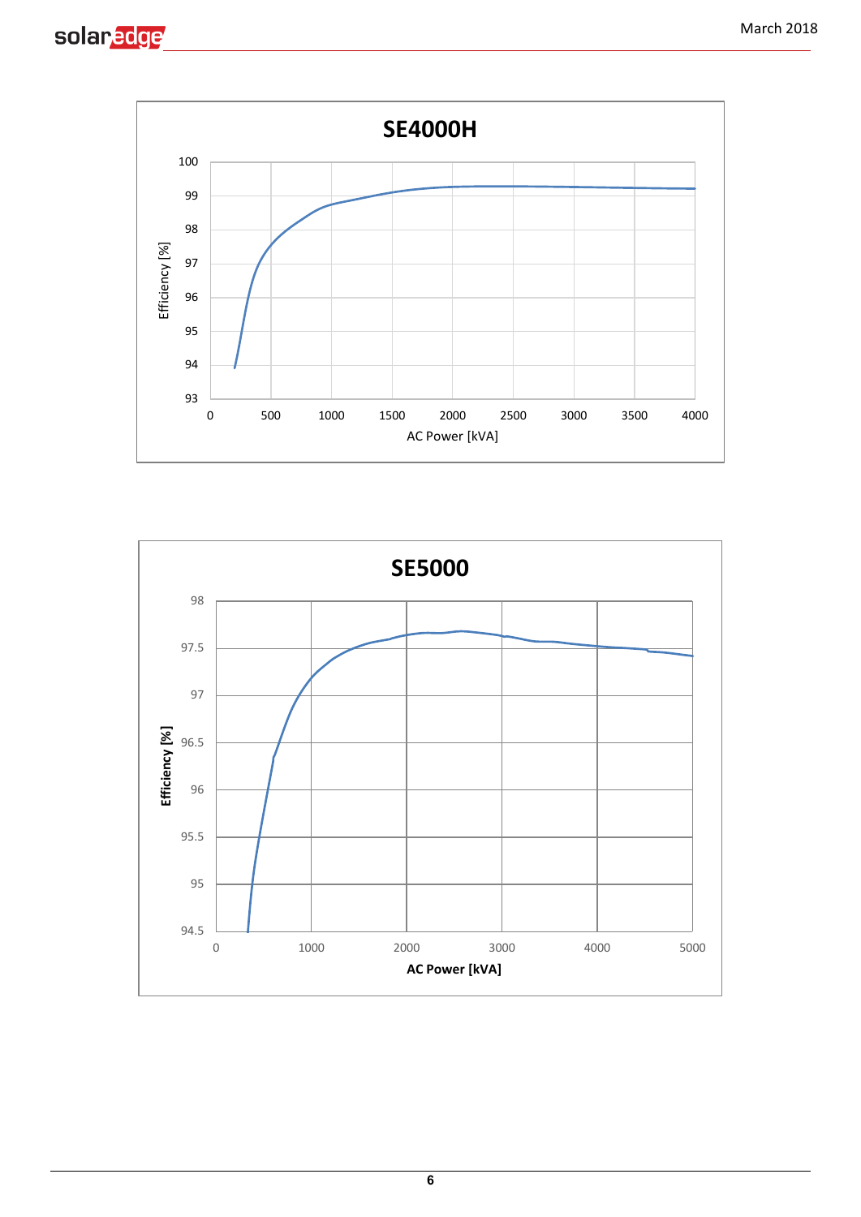**SE4000H**

Efficiency [%] vs. AC Power [kVA]

**SE5000**

Efficiency [%] vs. AC Power [kVA]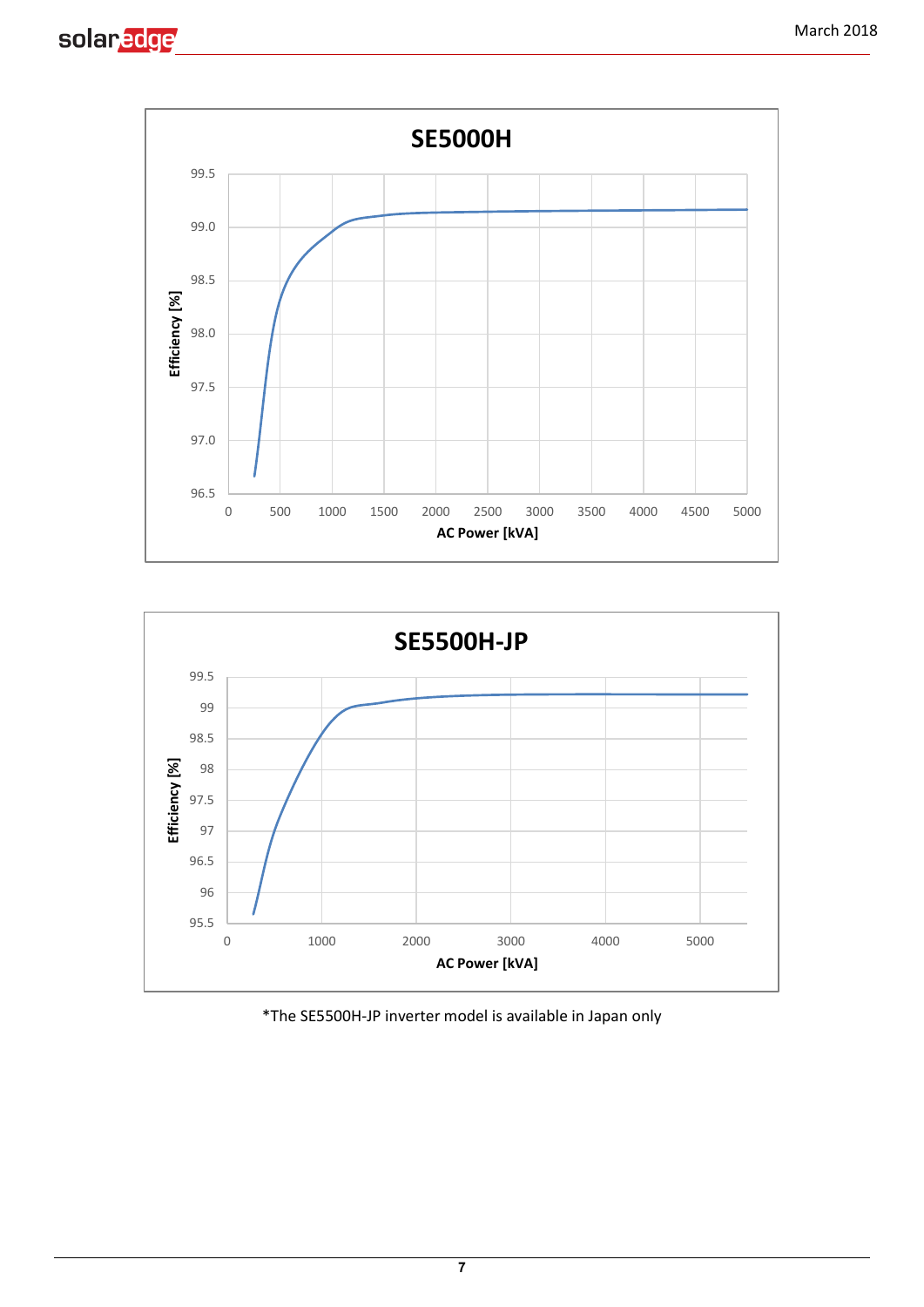**SE5000H**

Efficiency [%] vs. AC Power [kVA]

**SE5500H-JP**

Efficiency [%] vs. AC Power [kVA]

*The SE5500H-JP inverter model is available in Japan only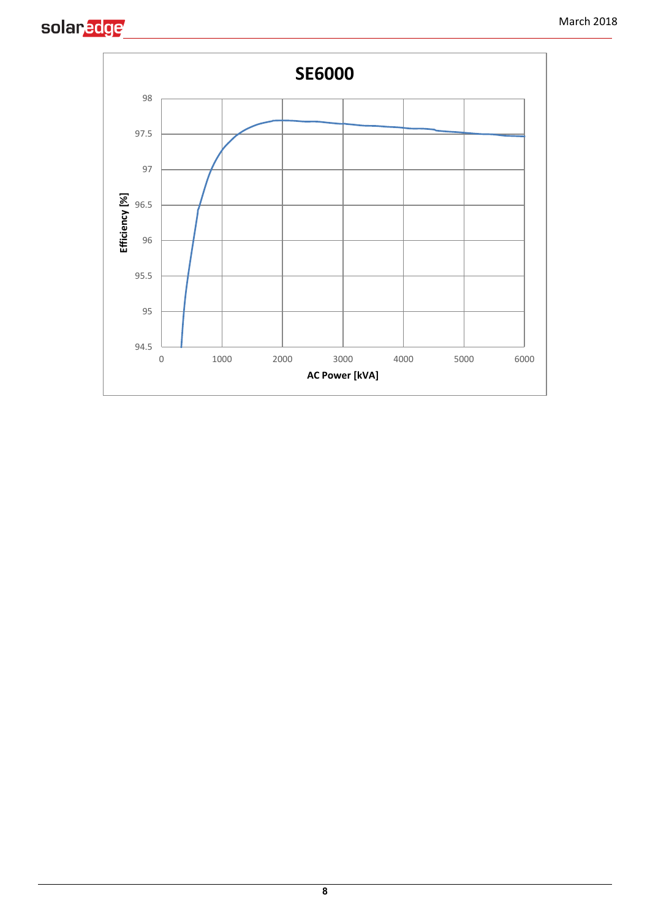**SE6000**

Efficiency [%]

AC Power [kVA]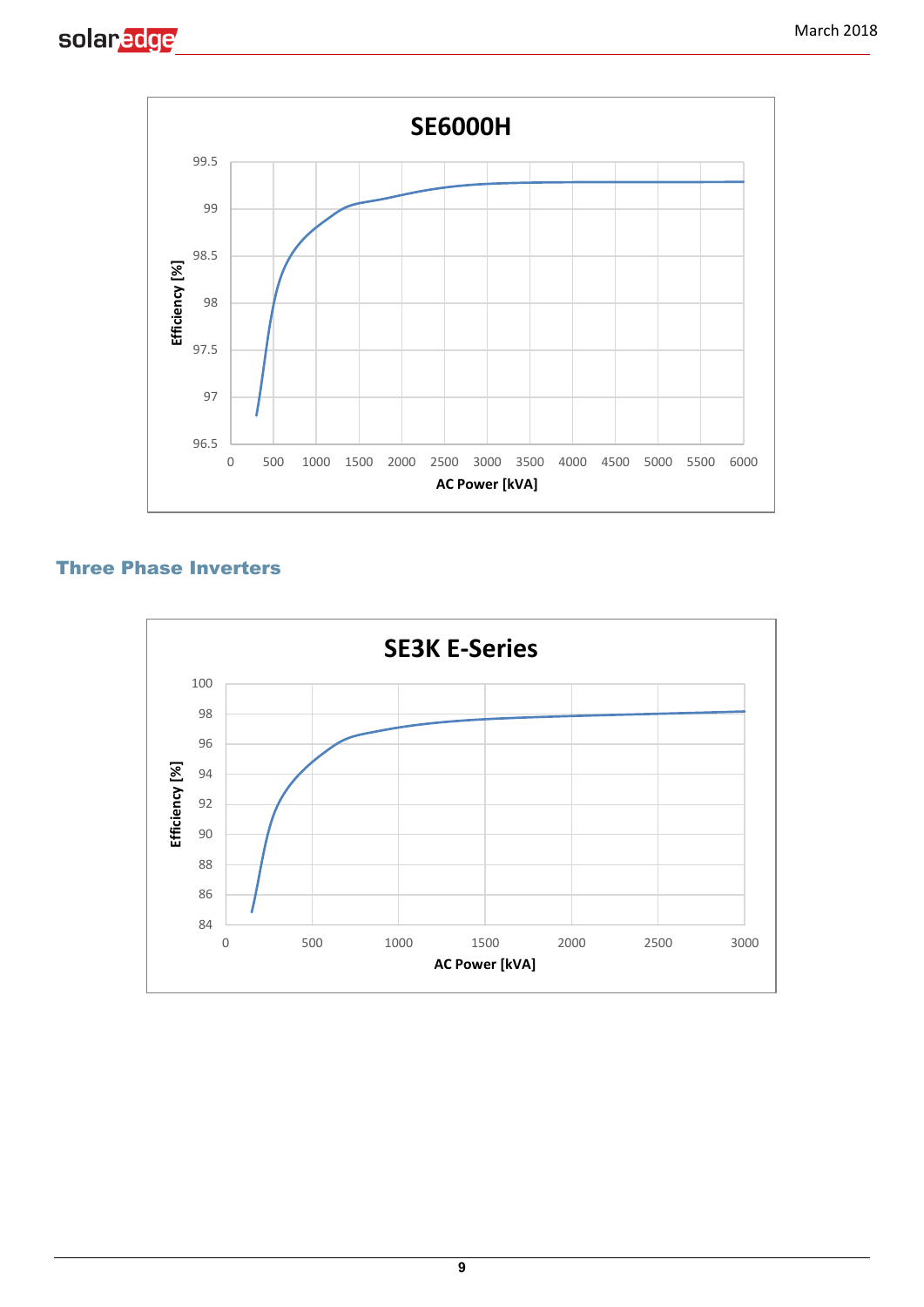**SE6000H**

Efficiency [%] vs. AC Power [kVA]

## Three Phase Inverters

**SE3K E-Series**

Efficiency [%] vs. AC Power [kVA]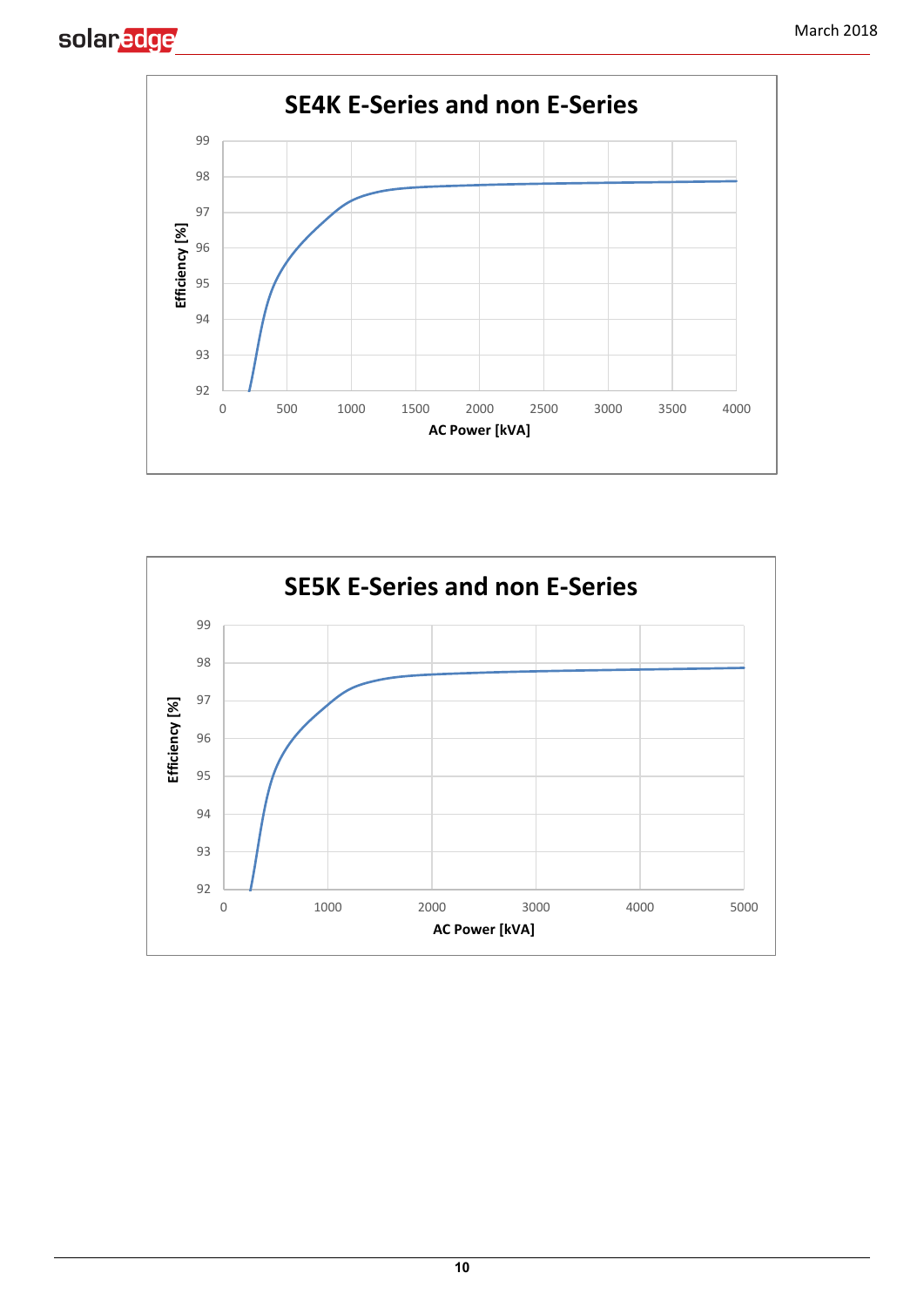**SE4K E-Series and non E-Series**

Efficiency [%] vs. AC Power [kVA]

**SE5K E-Series and non E-Series**

Efficiency [%] vs. AC Power [kVA]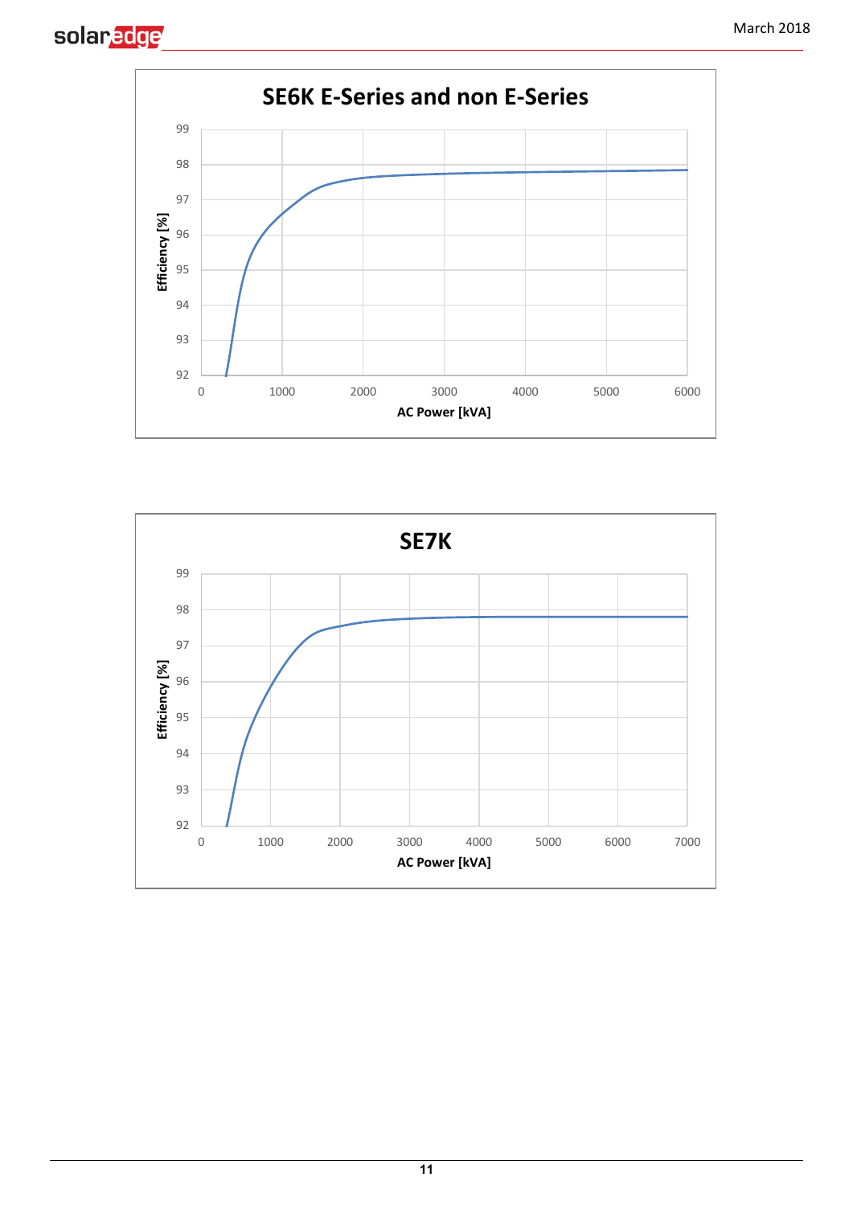**SE6K E-Series and non E-Series**

Efficiency [%] vs. AC Power [kVA]

**SE7K**

Efficiency [%] vs. AC Power [kVA]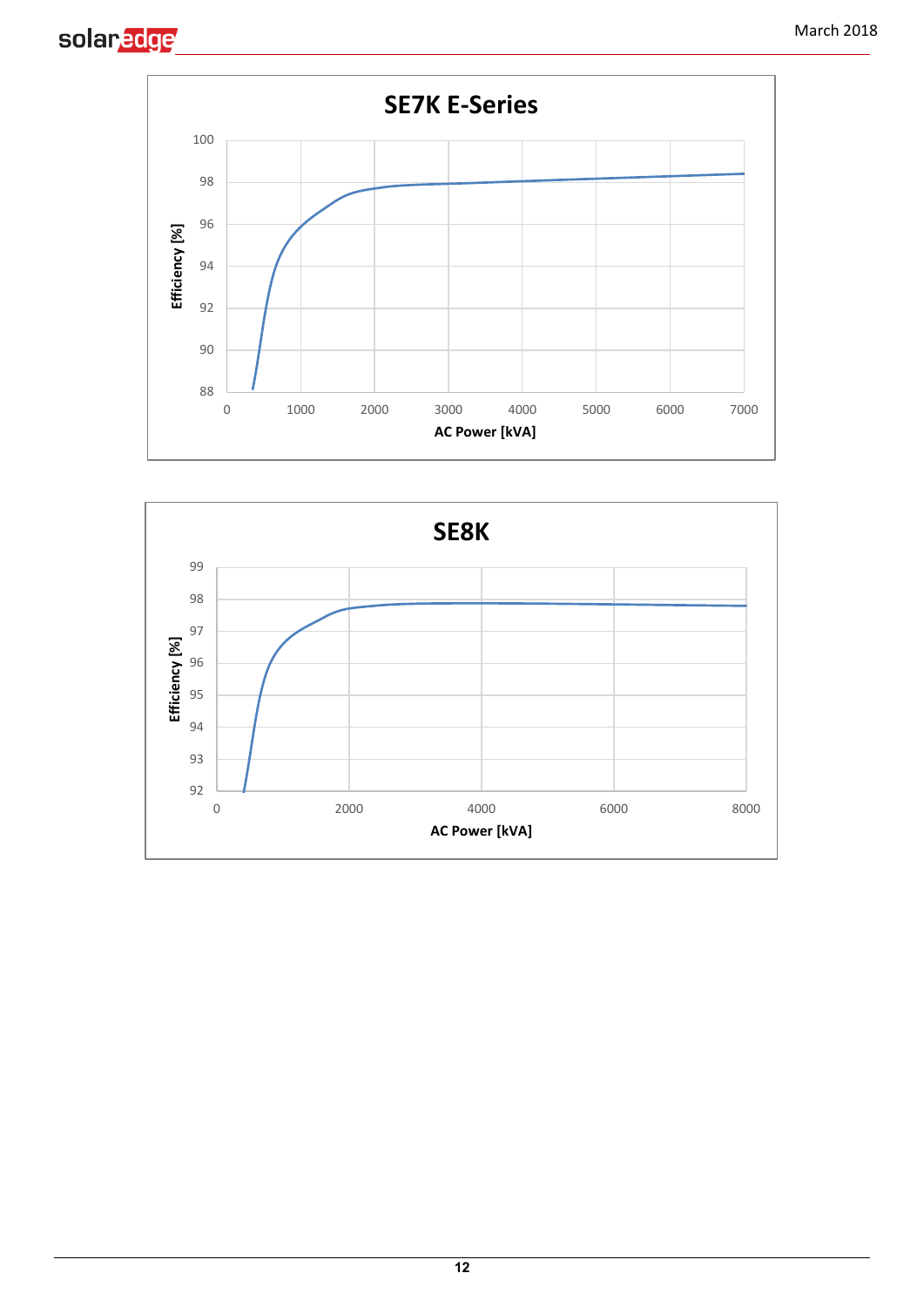**SE7K E-Series**

Efficiency [%] vs. AC Power [kVA]

**SE8K**

Efficiency [%] vs. AC Power [kVA]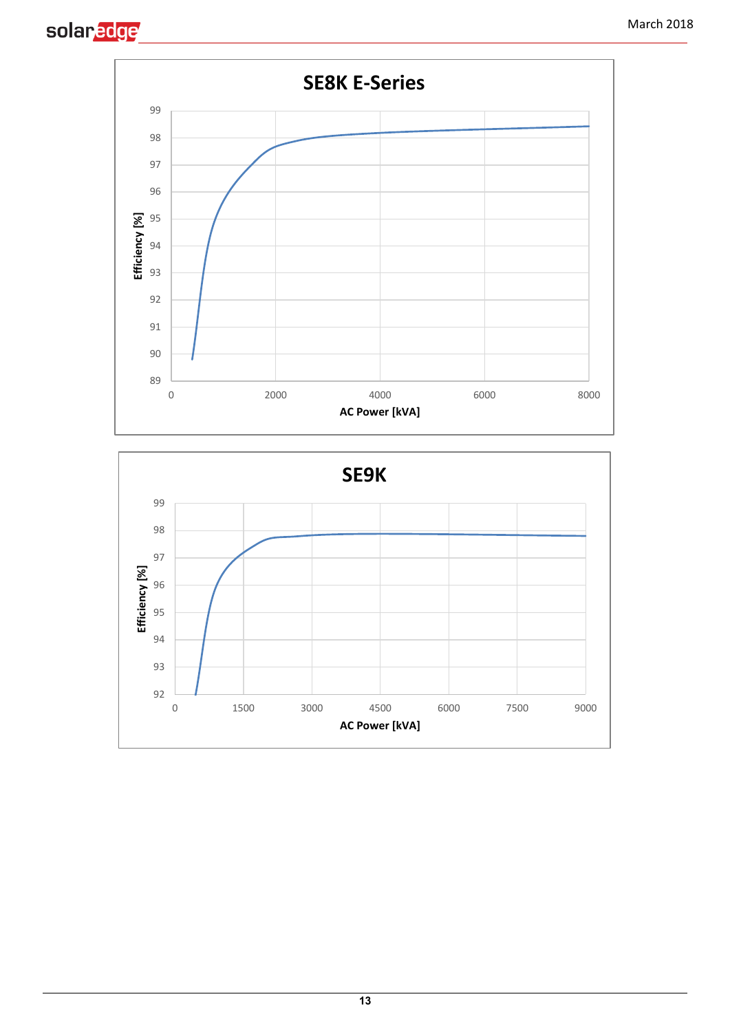**SE8K E-Series**

Efficiency [%] vs. AC Power [kVA]

**SE9K**

Efficiency [%] vs. AC Power [kVA]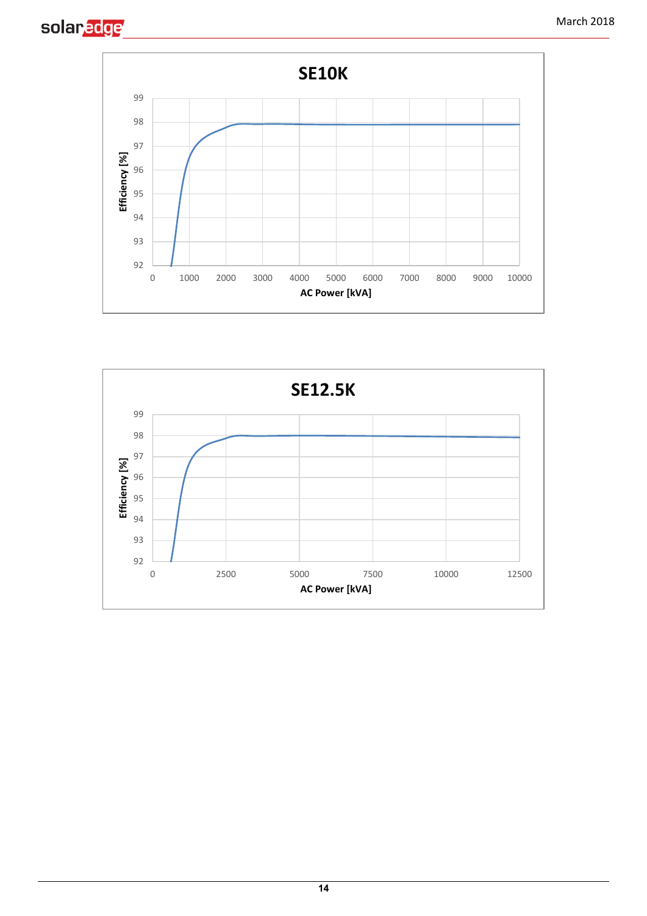### SE10K

Efficiency [%] vs. AC Power [kVA]

### SE12.5K

Efficiency [%] vs. AC Power [kVA]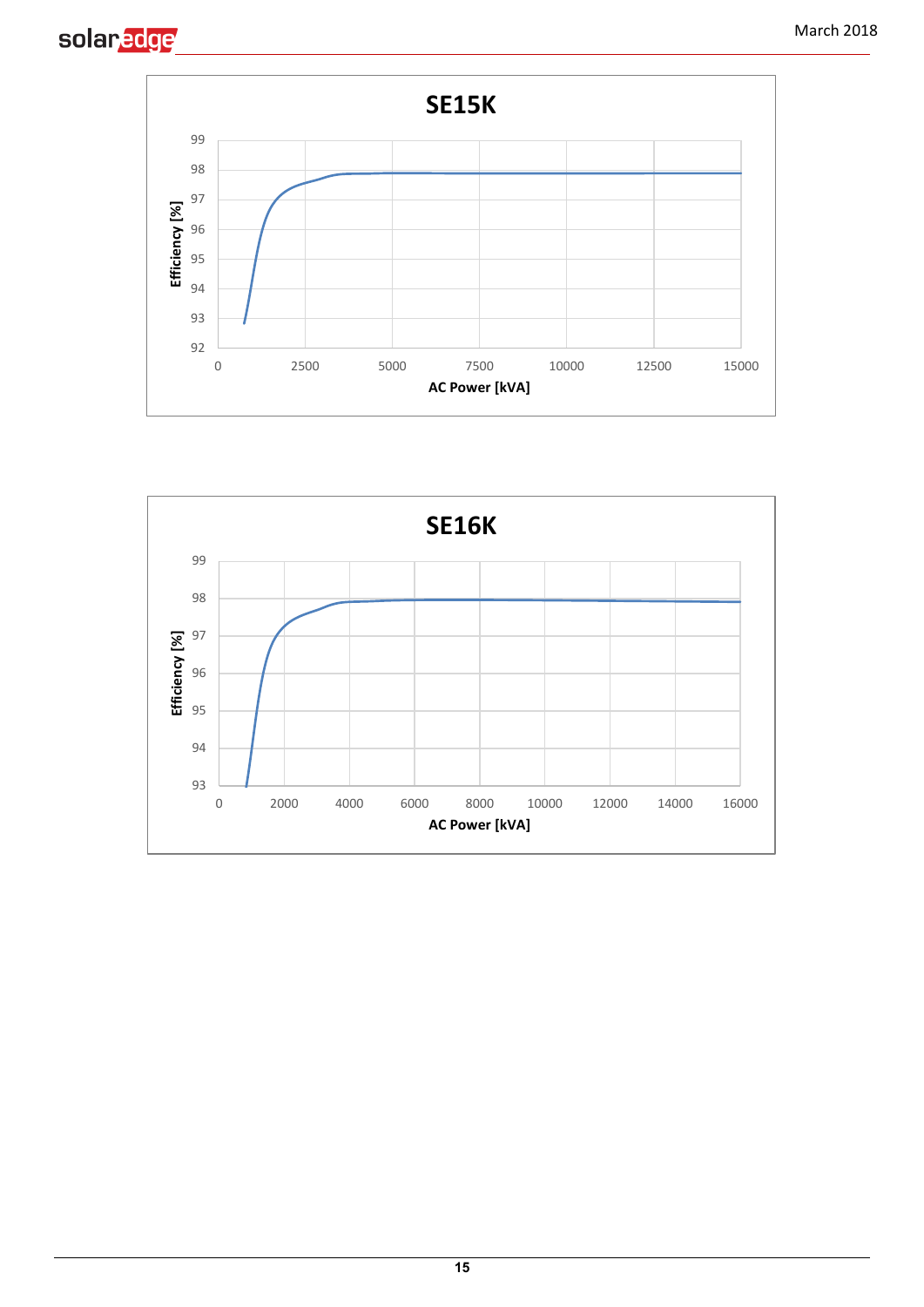**SE15K**

Efficiency [%] (92–99) vs. AC Power [kVA] (0–15000)

**SE16K**

Efficiency [%] (93–99) vs. AC Power [kVA] (0–16000)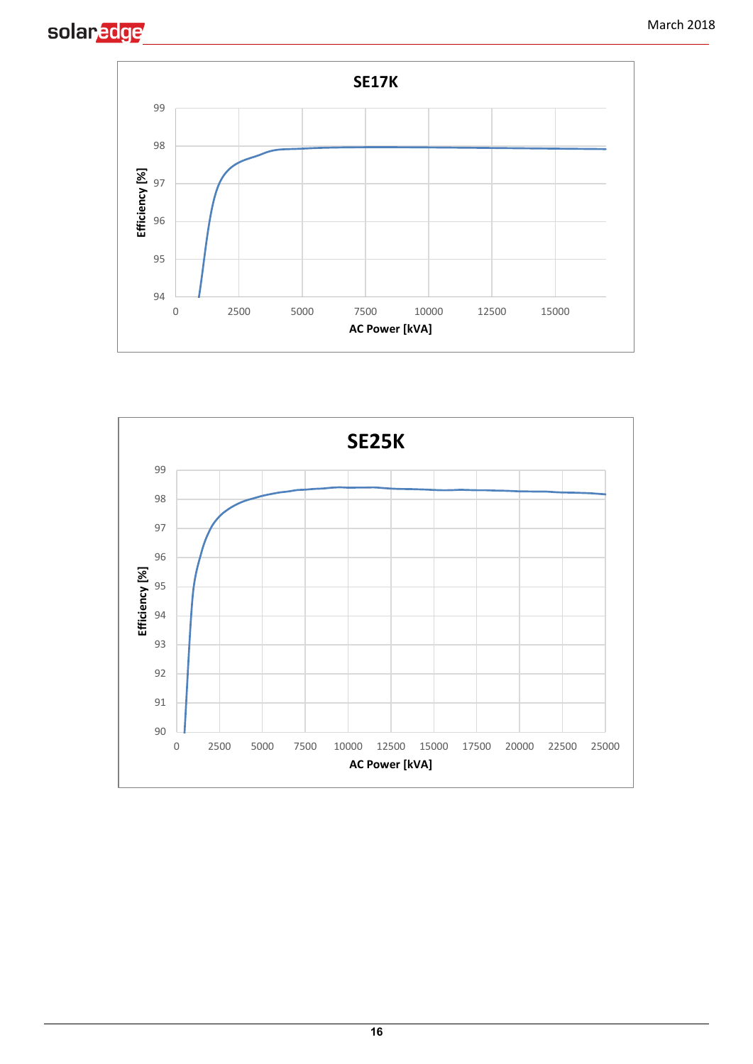**SE17K**

Efficiency [%] (94–99) vs. AC Power [kVA] (0–15000)

**SE25K**

Efficiency [%] (90–99) vs. AC Power [kVA] (0–25000)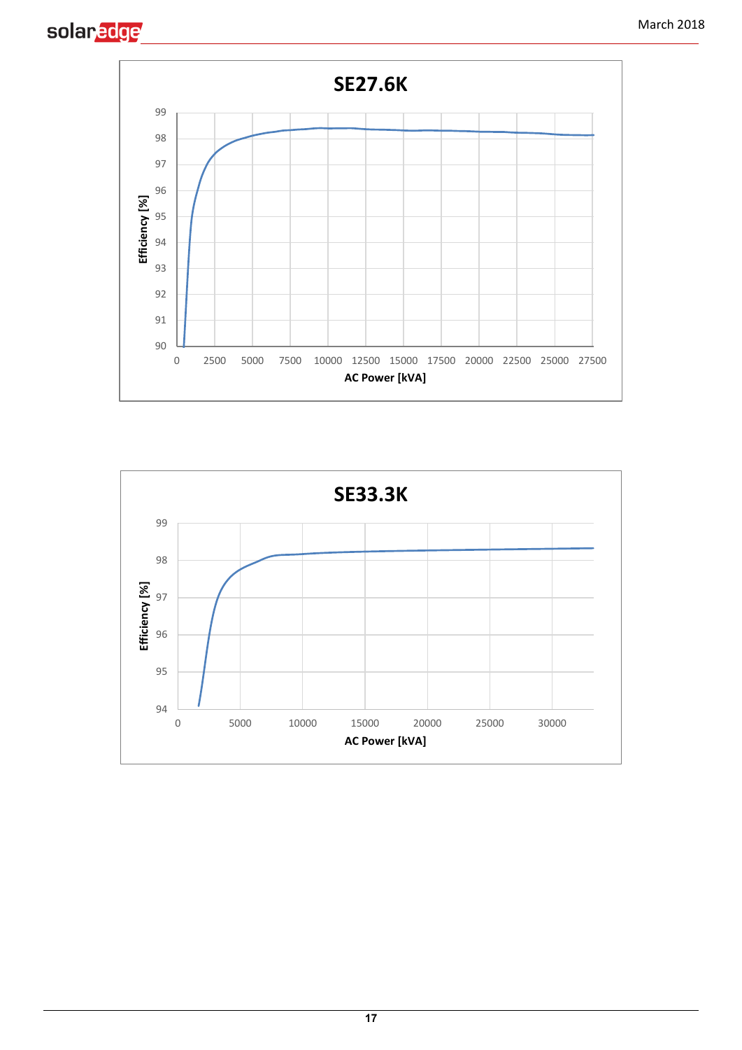**SE27.6K**

Efficiency [%] vs. AC Power [kVA]

**SE33.3K**

Efficiency [%] vs. AC Power [kVA]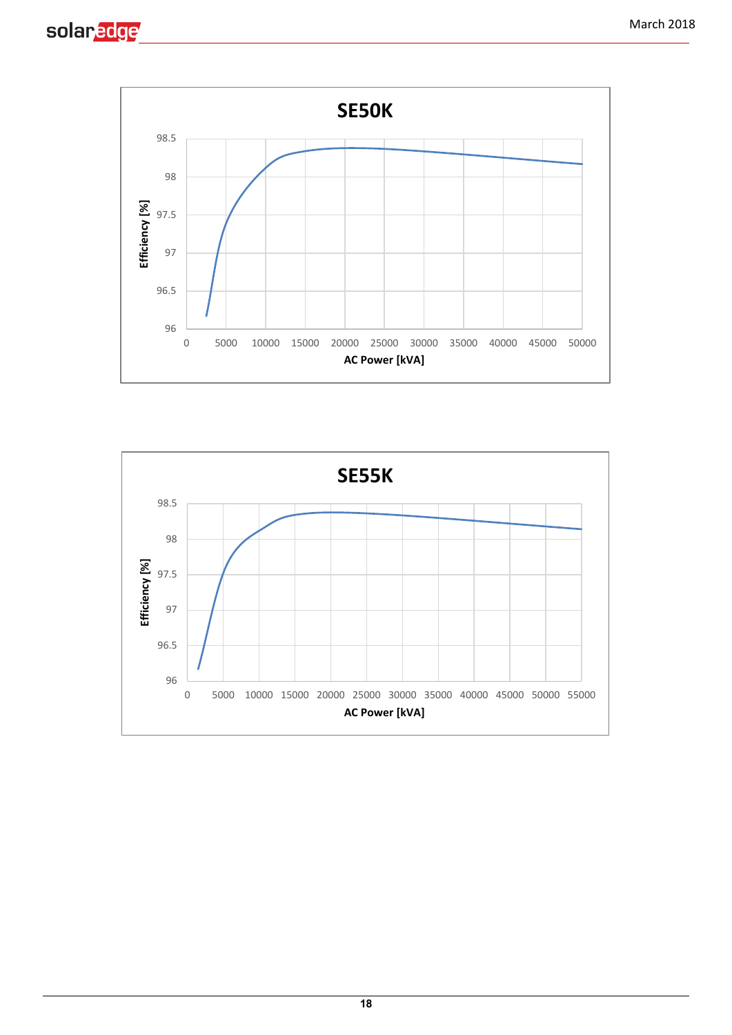**SE50K**

Efficiency [%] vs. AC Power [kVA]

**SE55K**

Efficiency [%] vs. AC Power [kVA]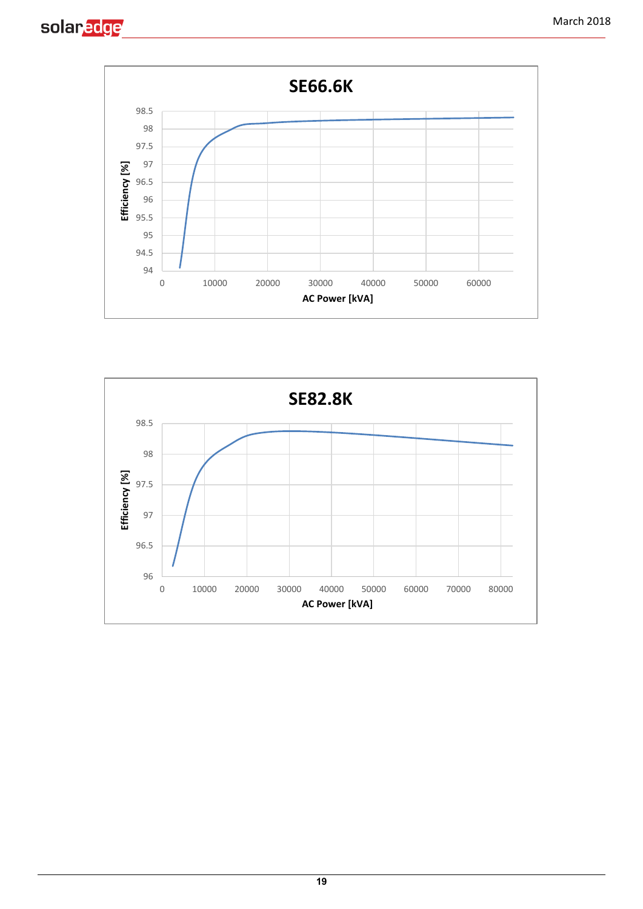**SE66.6K**

Efficiency [%]

98.5
98
97.5
97
96.5
96
95.5
95
94.5
94

0 10000 20000 30000 40000 50000 60000

AC Power [kVA]

**SE82.8K**

Efficiency [%]

98.5
98
97.5
97
96.5
96

0 10000 20000 30000 40000 50000 60000 70000 80000

AC Power [kVA]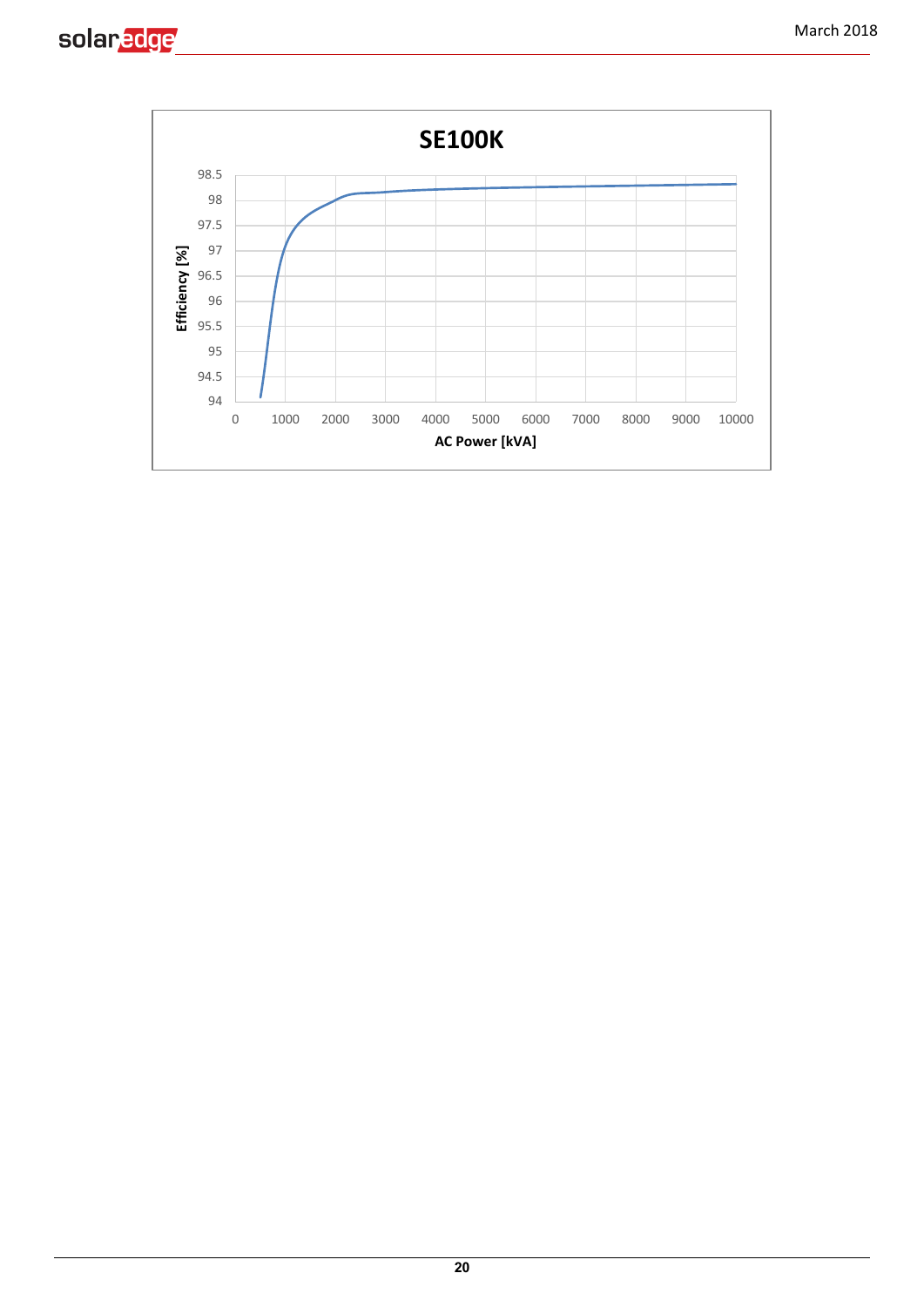SE100K

Efficiency [%]

98.5
98
97.5
97
96.5
96
95.5
95
94.5
94

0
1000
2000
3000
4000
5000
6000
7000
8000
9000
10000

AC Power [kVA]